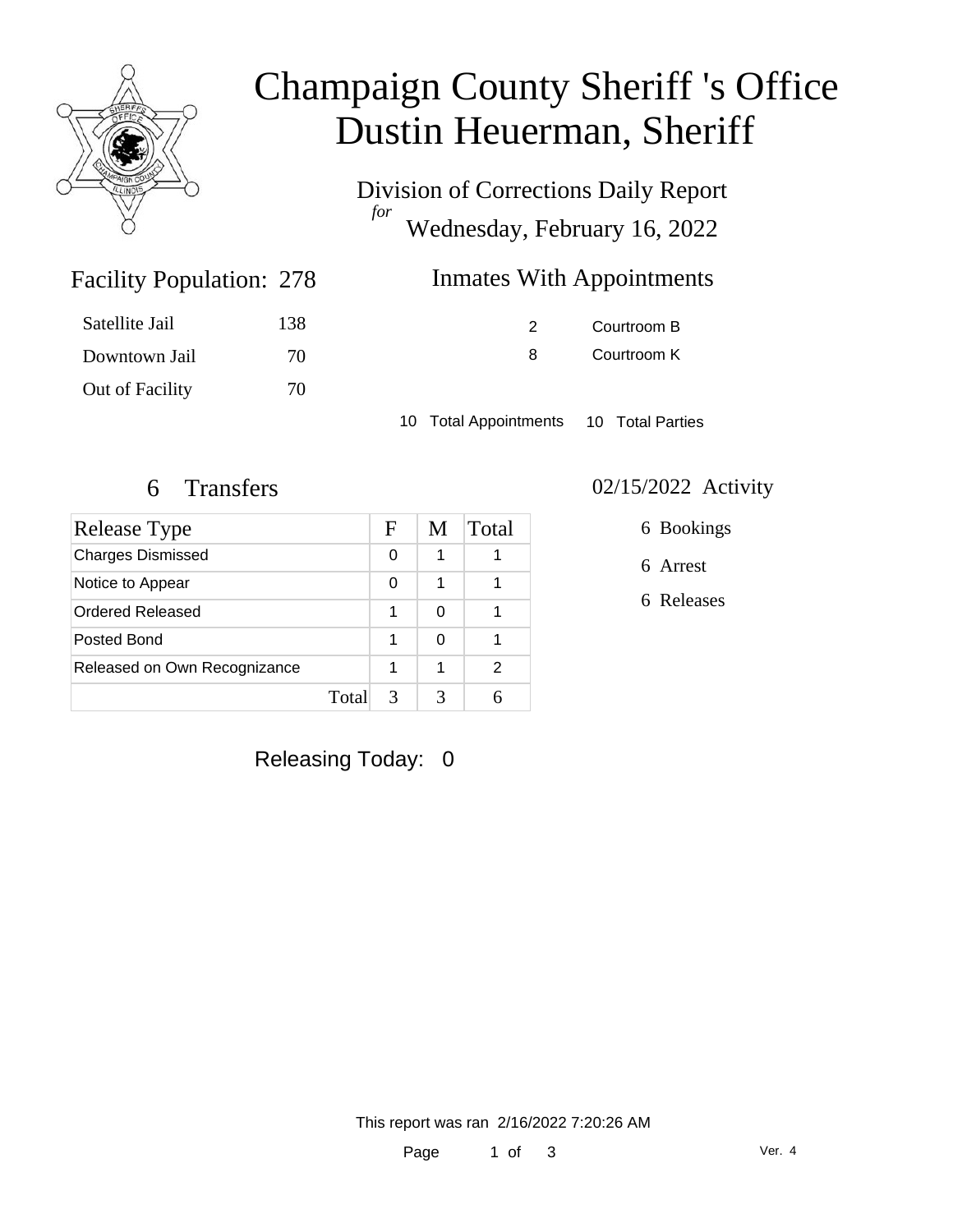# Champaign County Sheriff 's Office
# Dustin Heuerman, Sheriff

Division of Corrections Daily Report
*for*
Wednesday, February 16, 2022

## Facility Population: 278

| | |
|---|---|
| Satellite Jail | 138 |
| Downtown Jail | 70 |
| Out of Facility | 70 |

## Inmates With Appointments

| | |
|---|---|
| 2 | Courtroom B |
| 8 | Courtroom K |

10 Total Appointments   10 Total Parties

## 6 Transfers

| Release Type | F | M | Total |
|---|---|---|---|
| Charges Dismissed | 0 | 1 | 1 |
| Notice to Appear | 0 | 1 | 1 |
| Ordered Released | 1 | 0 | 1 |
| Posted Bond | 1 | 0 | 1 |
| Released on Own Recognizance | 1 | 1 | 2 |
| Total | 3 | 3 | 6 |

## 02/15/2022 Activity

- 6 Bookings
- 6 Arrest
- 6 Releases

Releasing Today: 0

This report was ran 2/16/2022 7:20:26 AM

Ver. 4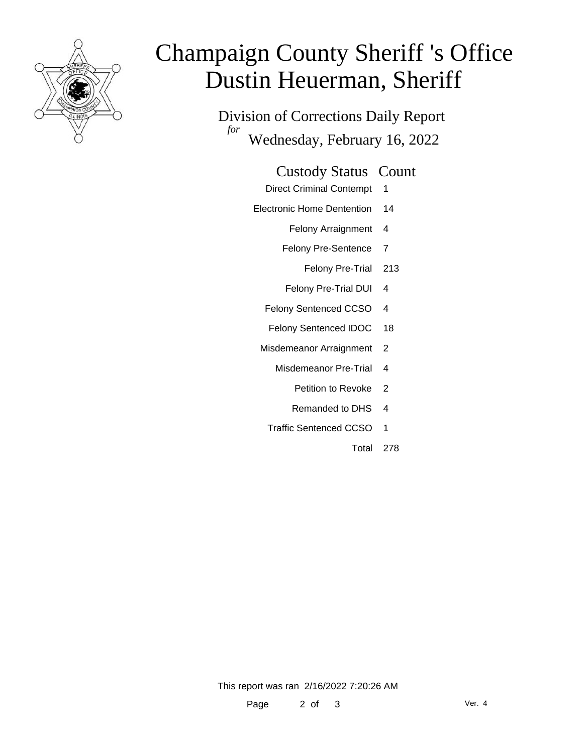# Champaign County Sheriff 's Office
# Dustin Heuerman, Sheriff

Division of Corrections Daily Report
*for*
Wednesday, February 16, 2022

| Custody Status | Count |
|---|---|
| Direct Criminal Contempt | 1 |
| Electronic Home Dentention | 14 |
| Felony Arraignment | 4 |
| Felony Pre-Sentence | 7 |
| Felony Pre-Trial | 213 |
| Felony Pre-Trial DUI | 4 |
| Felony Sentenced CCSO | 4 |
| Felony Sentenced IDOC | 18 |
| Misdemeanor Arraignment | 2 |
| Misdemeanor Pre-Trial | 4 |
| Petition to Revoke | 2 |
| Remanded to DHS | 4 |
| Traffic Sentenced CCSO | 1 |
| Total | 278 |

This report was ran 2/16/2022 7:20:26 AM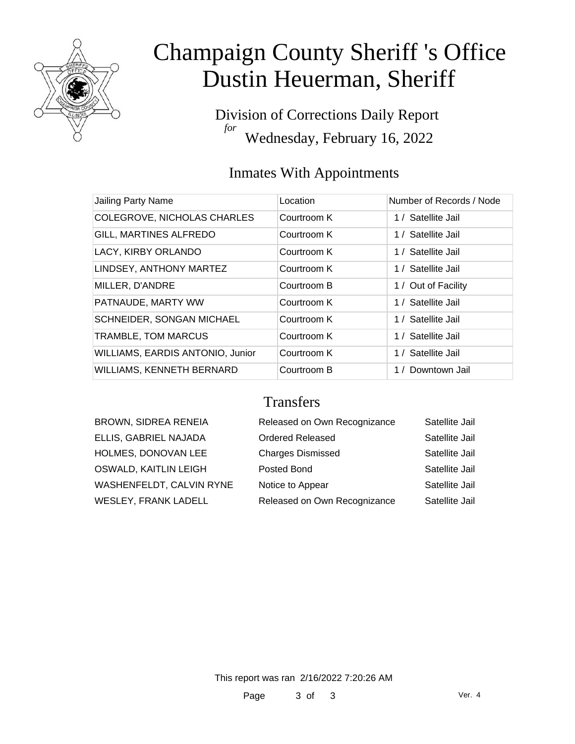# Champaign County Sheriff 's Office
# Dustin Heuerman, Sheriff

Division of Corrections Daily Report
*for*
Wednesday, February 16, 2022

## Inmates With Appointments

| Jailing Party Name | Location | Number of Records / Node |
|---|---|---|
| COLEGROVE, NICHOLAS CHARLES | Courtroom K | 1 / Satellite Jail |
| GILL, MARTINES ALFREDO | Courtroom K | 1 / Satellite Jail |
| LACY, KIRBY ORLANDO | Courtroom K | 1 / Satellite Jail |
| LINDSEY, ANTHONY MARTEZ | Courtroom K | 1 / Satellite Jail |
| MILLER, D'ANDRE | Courtroom B | 1 / Out of Facility |
| PATNAUDE, MARTY WW | Courtroom K | 1 / Satellite Jail |
| SCHNEIDER, SONGAN MICHAEL | Courtroom K | 1 / Satellite Jail |
| TRAMBLE, TOM MARCUS | Courtroom K | 1 / Satellite Jail |
| WILLIAMS, EARDIS ANTONIO, Junior | Courtroom K | 1 / Satellite Jail |
| WILLIAMS, KENNETH BERNARD | Courtroom B | 1 / Downtown Jail |

## Transfers

| | | |
|---|---|---|
| BROWN, SIDREA RENEIA | Released on Own Recognizance | Satellite Jail |
| ELLIS, GABRIEL NAJADA | Ordered Released | Satellite Jail |
| HOLMES, DONOVAN LEE | Charges Dismissed | Satellite Jail |
| OSWALD, KAITLIN LEIGH | Posted Bond | Satellite Jail |
| WASHENFELDT, CALVIN RYNE | Notice to Appear | Satellite Jail |
| WESLEY, FRANK LADELL | Released on Own Recognizance | Satellite Jail |

This report was ran 2/16/2022 7:20:26 AM

Ver. 4